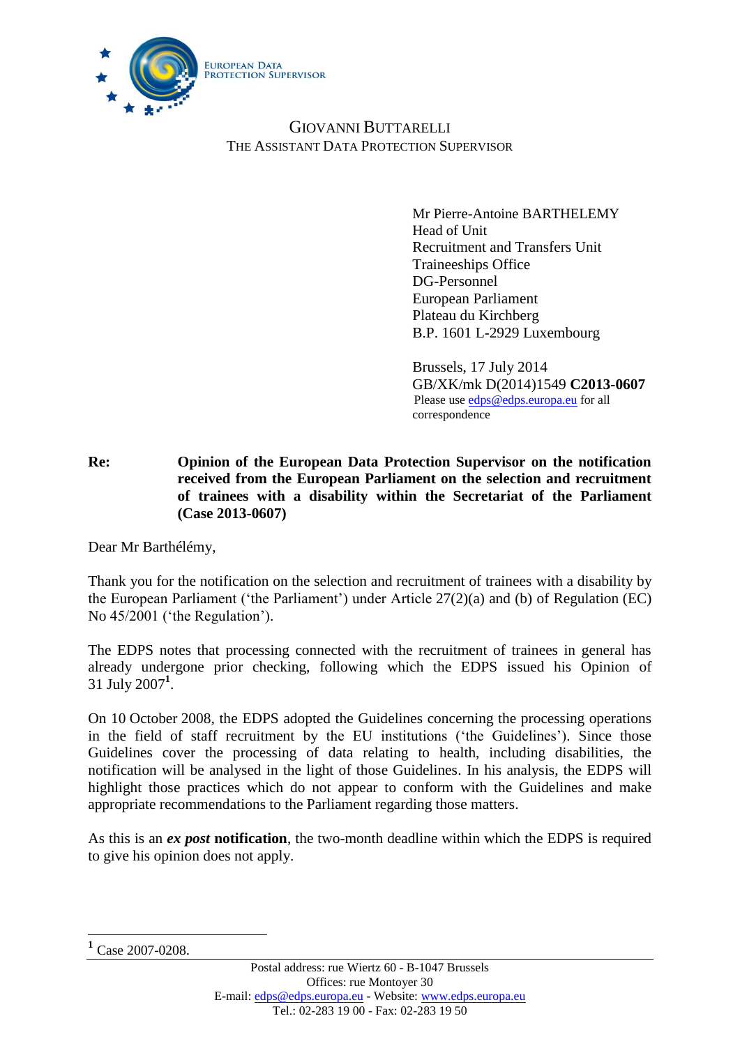EUROPEAN DATA PROTECTION SUPERVISOR

GIOVANNI BUTTARELLI
THE ASSISTANT DATA PROTECTION SUPERVISOR

Mr Pierre-Antoine BARTHELEMY
Head of Unit
Recruitment and Transfers Unit
Traineeships Office
DG-Personnel
European Parliament
Plateau du Kirchberg
B.P. 1601 L-2929 Luxembourg

Brussels, 17 July 2014
GB/XK/mk D(2014)1549 **C2013-0607**
Please use edps@edps.europa.eu for all correspondence

**Re:** **Opinion of the European Data Protection Supervisor on the notification received from the European Parliament on the selection and recruitment of trainees with a disability within the Secretariat of the Parliament (Case 2013-0607)**

Dear Mr Barthélémy,

Thank you for the notification on the selection and recruitment of trainees with a disability by the European Parliament ('the Parliament') under Article 27(2)(a) and (b) of Regulation (EC) No 45/2001 ('the Regulation').

The EDPS notes that processing connected with the recruitment of trainees in general has already undergone prior checking, following which the EDPS issued his Opinion of 31 July 2007[1].

On 10 October 2008, the EDPS adopted the Guidelines concerning the processing operations in the field of staff recruitment by the EU institutions ('the Guidelines'). Since those Guidelines cover the processing of data relating to health, including disabilities, the notification will be analysed in the light of those Guidelines. In his analysis, the EDPS will highlight those practices which do not appear to conform with the Guidelines and make appropriate recommendations to the Parliament regarding those matters.

As this is an ***ex post* notification**, the two-month deadline within which the EDPS is required to give his opinion does not apply.

[1] Case 2007-0208.

Postal address: rue Wiertz 60 - B-1047 Brussels
Offices: rue Montoyer 30
E-mail: edps@edps.europa.eu - Website: www.edps.europa.eu
Tel.: 02-283 19 00 - Fax: 02-283 19 50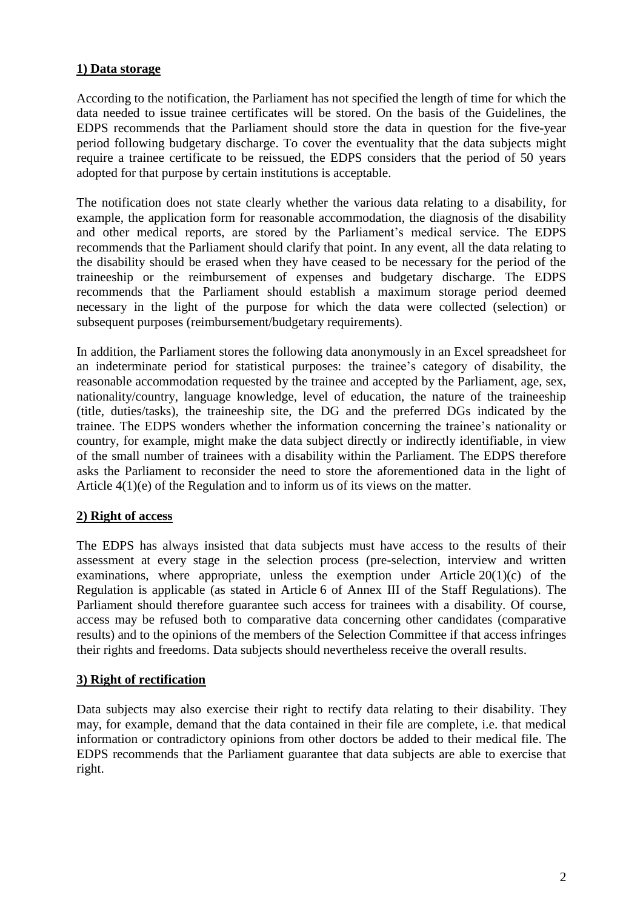**1) Data storage**

According to the notification, the Parliament has not specified the length of time for which the data needed to issue trainee certificates will be stored. On the basis of the Guidelines, the EDPS recommends that the Parliament should store the data in question for the five-year period following budgetary discharge. To cover the eventuality that the data subjects might require a trainee certificate to be reissued, the EDPS considers that the period of 50 years adopted for that purpose by certain institutions is acceptable.

The notification does not state clearly whether the various data relating to a disability, for example, the application form for reasonable accommodation, the diagnosis of the disability and other medical reports, are stored by the Parliament's medical service. The EDPS recommends that the Parliament should clarify that point. In any event, all the data relating to the disability should be erased when they have ceased to be necessary for the period of the traineeship or the reimbursement of expenses and budgetary discharge. The EDPS recommends that the Parliament should establish a maximum storage period deemed necessary in the light of the purpose for which the data were collected (selection) or subsequent purposes (reimbursement/budgetary requirements).

In addition, the Parliament stores the following data anonymously in an Excel spreadsheet for an indeterminate period for statistical purposes: the trainee's category of disability, the reasonable accommodation requested by the trainee and accepted by the Parliament, age, sex, nationality/country, language knowledge, level of education, the nature of the traineeship (title, duties/tasks), the traineeship site, the DG and the preferred DGs indicated by the trainee. The EDPS wonders whether the information concerning the trainee's nationality or country, for example, might make the data subject directly or indirectly identifiable, in view of the small number of trainees with a disability within the Parliament. The EDPS therefore asks the Parliament to reconsider the need to store the aforementioned data in the light of Article 4(1)(e) of the Regulation and to inform us of its views on the matter.

**2) Right of access**

The EDPS has always insisted that data subjects must have access to the results of their assessment at every stage in the selection process (pre-selection, interview and written examinations, where appropriate, unless the exemption under Article 20(1)(c) of the Regulation is applicable (as stated in Article 6 of Annex III of the Staff Regulations). The Parliament should therefore guarantee such access for trainees with a disability. Of course, access may be refused both to comparative data concerning other candidates (comparative results) and to the opinions of the members of the Selection Committee if that access infringes their rights and freedoms. Data subjects should nevertheless receive the overall results.

**3) Right of rectification**

Data subjects may also exercise their right to rectify data relating to their disability. They may, for example, demand that the data contained in their file are complete, i.e. that medical information or contradictory opinions from other doctors be added to their medical file. The EDPS recommends that the Parliament guarantee that data subjects are able to exercise that right.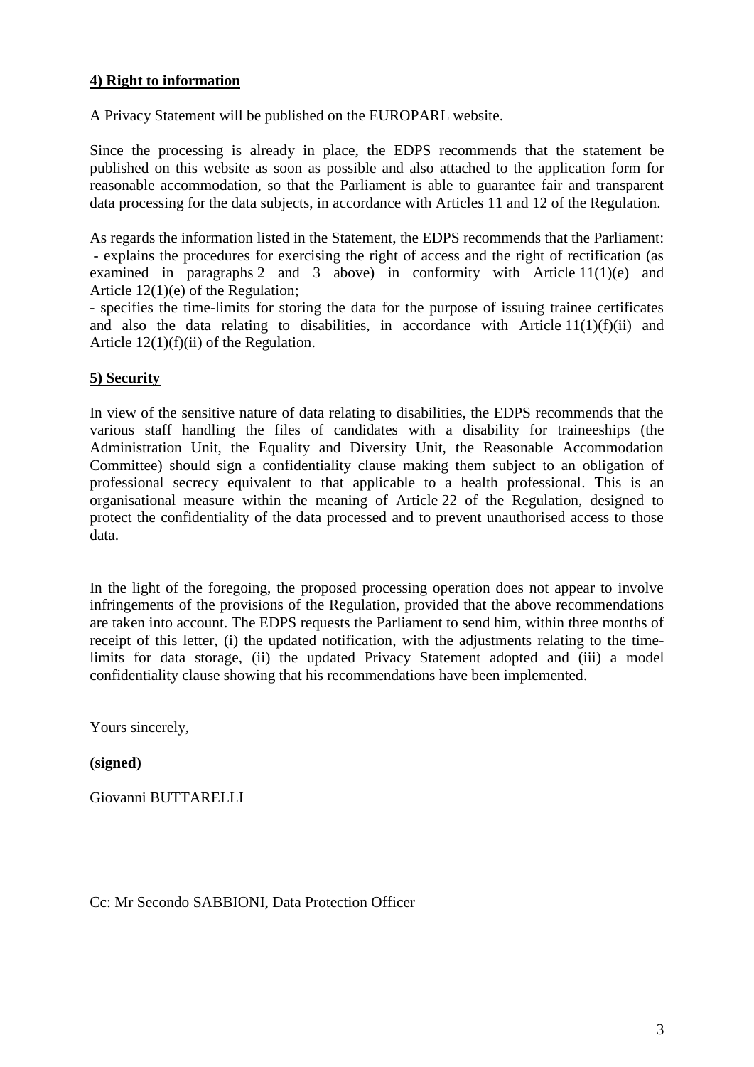**4) Right to information**

A Privacy Statement will be published on the EUROPARL website.

Since the processing is already in place, the EDPS recommends that the statement be published on this website as soon as possible and also attached to the application form for reasonable accommodation, so that the Parliament is able to guarantee fair and transparent data processing for the data subjects, in accordance with Articles 11 and 12 of the Regulation.

As regards the information listed in the Statement, the EDPS recommends that the Parliament:
- explains the procedures for exercising the right of access and the right of rectification (as examined in paragraphs 2 and 3 above) in conformity with Article 11(1)(e) and Article 12(1)(e) of the Regulation;
- specifies the time-limits for storing the data for the purpose of issuing trainee certificates and also the data relating to disabilities, in accordance with Article 11(1)(f)(ii) and Article 12(1)(f)(ii) of the Regulation.

**5) Security**

In view of the sensitive nature of data relating to disabilities, the EDPS recommends that the various staff handling the files of candidates with a disability for traineeships (the Administration Unit, the Equality and Diversity Unit, the Reasonable Accommodation Committee) should sign a confidentiality clause making them subject to an obligation of professional secrecy equivalent to that applicable to a health professional. This is an organisational measure within the meaning of Article 22 of the Regulation, designed to protect the confidentiality of the data processed and to prevent unauthorised access to those data.

In the light of the foregoing, the proposed processing operation does not appear to involve infringements of the provisions of the Regulation, provided that the above recommendations are taken into account. The EDPS requests the Parliament to send him, within three months of receipt of this letter, (i) the updated notification, with the adjustments relating to the time-limits for data storage, (ii) the updated Privacy Statement adopted and (iii) a model confidentiality clause showing that his recommendations have been implemented.

Yours sincerely,

**(signed)**

Giovanni BUTTARELLI

Cc: Mr Secondo SABBIONI, Data Protection Officer